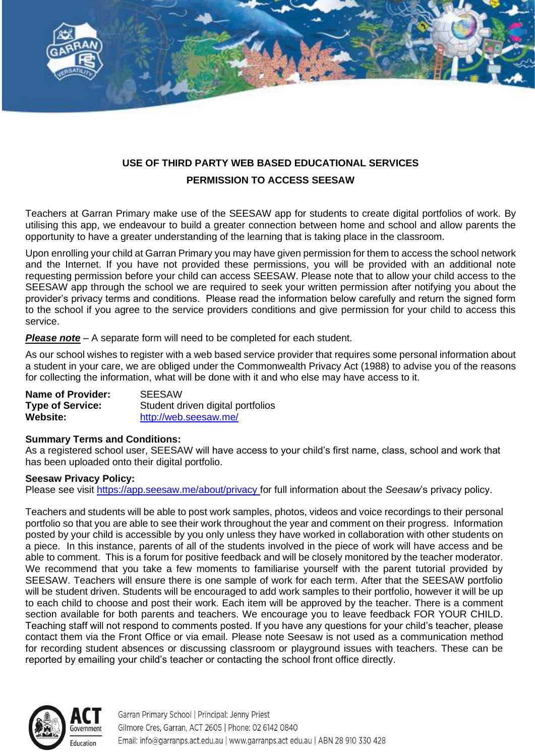## USE OF THIRD PARTY WEB BASED EDUCATIONAL SERVICES

## PERMISSION TO ACCESS SEESAW

Teachers at Garran Primary make use of the SEESAW app for students to create digital portfolios of work. By utilising this app, we endeavour to build a greater connection between home and school and allow parents the opportunity to have a greater understanding of the learning that is taking place in the classroom.

Upon enrolling your child at Garran Primary you may have given permission for them to access the school network and the Internet. If you have not provided these permissions, you will be provided with an additional note requesting permission before your child can access SEESAW. Please note that to allow your child access to the SEESAW app through the school we are required to seek your written permission after notifying you about the provider's privacy terms and conditions. Please read the information below carefully and return the signed form to the school if you agree to the service providers conditions and give permission for your child to access this service.

***Please note*** – A separate form will need to be completed for each student.

As our school wishes to register with a web based service provider that requires some personal information about a student in your care, we are obliged under the Commonwealth Privacy Act (1988) to advise you of the reasons for collecting the information, what will be done with it and who else may have access to it.

**Name of Provider:** SEESAW
**Type of Service:** Student driven digital portfolios
**Website:** http://web.seesaw.me/

**Summary Terms and Conditions:**
As a registered school user, SEESAW will have access to your child's first name, class, school and work that has been uploaded onto their digital portfolio.

**Seesaw Privacy Policy:**
Please see visit https://app.seesaw.me/about/privacy for full information about the *Seesaw*'s privacy policy.

Teachers and students will be able to post work samples, photos, videos and voice recordings to their personal portfolio so that you are able to see their work throughout the year and comment on their progress. Information posted by your child is accessible by you only unless they have worked in collaboration with other students on a piece. In this instance, parents of all of the students involved in the piece of work will have access and be able to comment. This is a forum for positive feedback and will be closely monitored by the teacher moderator. We recommend that you take a few moments to familiarise yourself with the parent tutorial provided by SEESAW. Teachers will ensure there is one sample of work for each term. After that the SEESAW portfolio will be student driven. Students will be encouraged to add work samples to their portfolio, however it will be up to each child to choose and post their work. Each item will be approved by the teacher. There is a comment section available for both parents and teachers. We encourage you to leave feedback FOR YOUR CHILD. Teaching staff will not respond to comments posted. If you have any questions for your child's teacher, please contact them via the Front Office or via email. Please note Seesaw is not used as a communication method for recording student absences or discussing classroom or playground issues with teachers. These can be reported by emailing your child's teacher or contacting the school front office directly.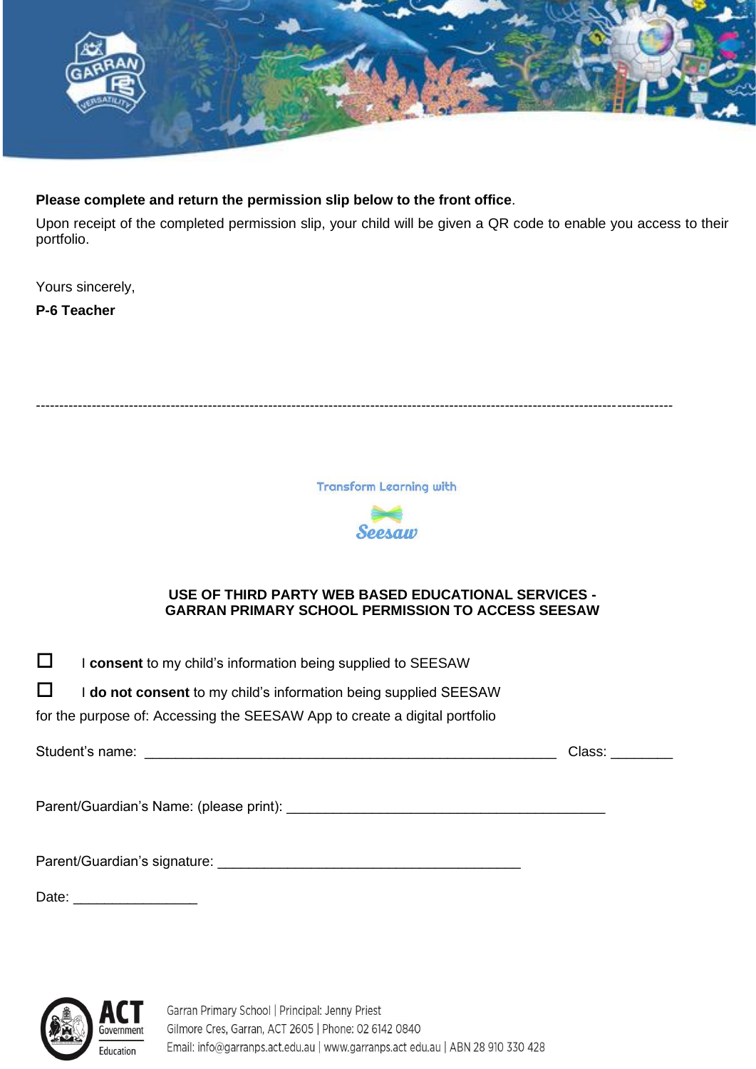**Please complete and return the permission slip below to the front office**.

Upon receipt of the completed permission slip, your child will be given a QR code to enable you access to their portfolio.

Yours sincerely,

**P-6 Teacher**

-----------------------------------------------------------------------------------------------------------------------------------

Transform Learning with

Seesaw

**USE OF THIRD PARTY WEB BASED EDUCATIONAL SERVICES -**
**GARRAN PRIMARY SCHOOL PERMISSION TO ACCESS SEESAW**

☐ I **consent** to my child's information being supplied to SEESAW

☐ I **do not consent** to my child's information being supplied SEESAW

for the purpose of: Accessing the SEESAW App to create a digital portfolio

Student's name: ________________________________________________ Class: ________

Parent/Guardian's Name: (please print): ____________________________________

Parent/Guardian's signature: ___________________________________

Date: ______________

Garran Primary School | Principal: Jenny Priest
Gilmore Cres, Garran, ACT 2605 | Phone: 02 6142 0840
Email: info@garranps.act.edu.au | www.garranps.act edu.au | ABN 28 910 330 428